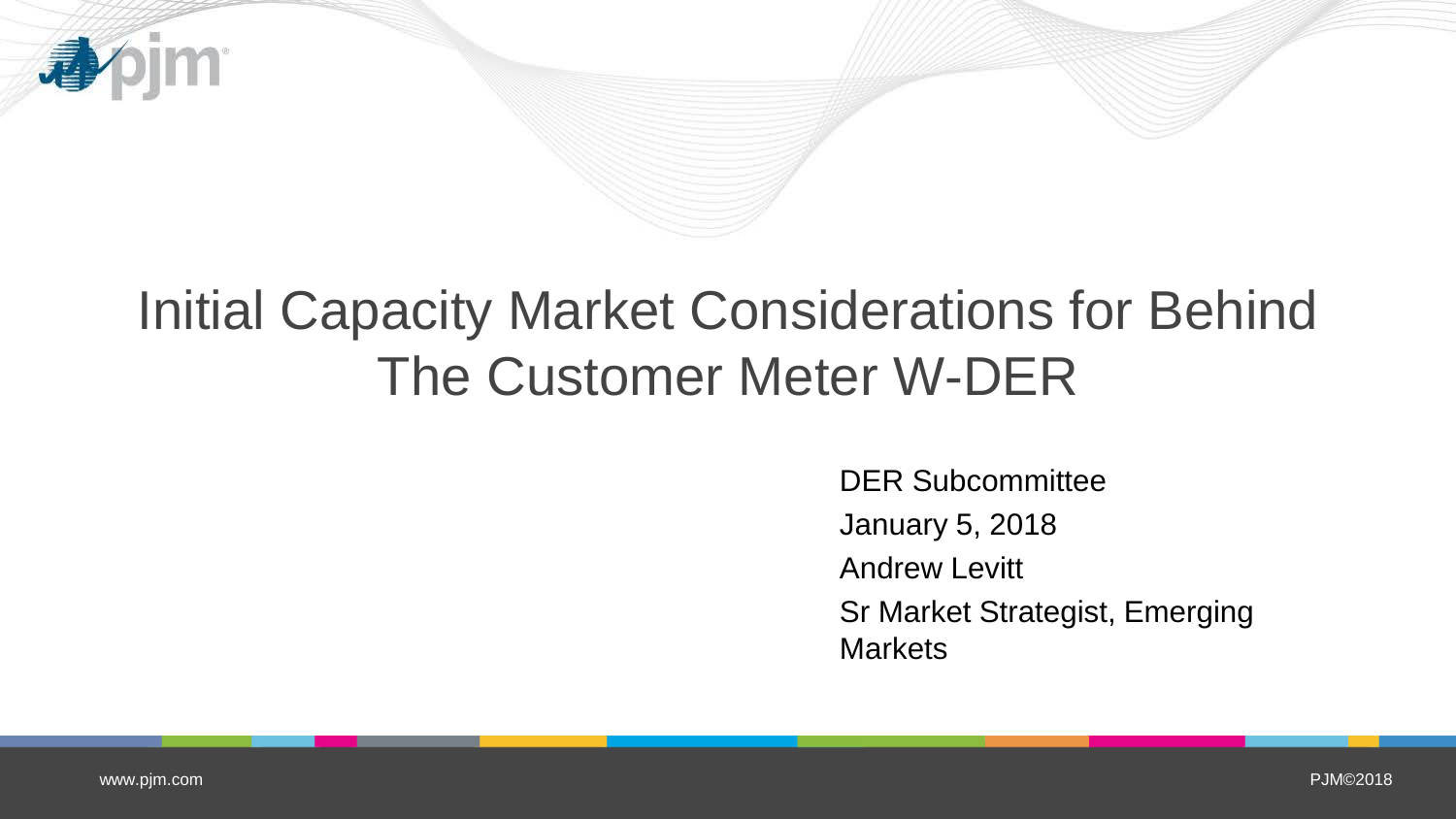# Initial Capacity Market Considerations for Behind The Customer Meter W-DER

DER Subcommittee

January 5, 2018

Andrew Levitt

Sr Market Strategist, Emerging Markets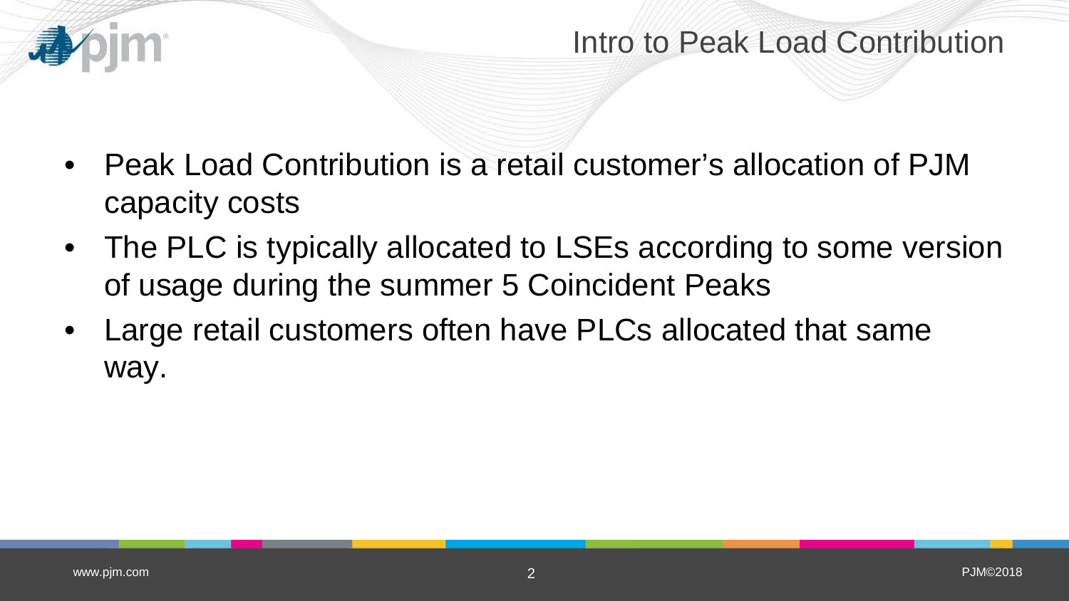# Intro to Peak Load Contribution

- Peak Load Contribution is a retail customer's allocation of PJM capacity costs
- The PLC is typically allocated to LSEs according to some version of usage during the summer 5 Coincident Peaks
- Large retail customers often have PLCs allocated that same way.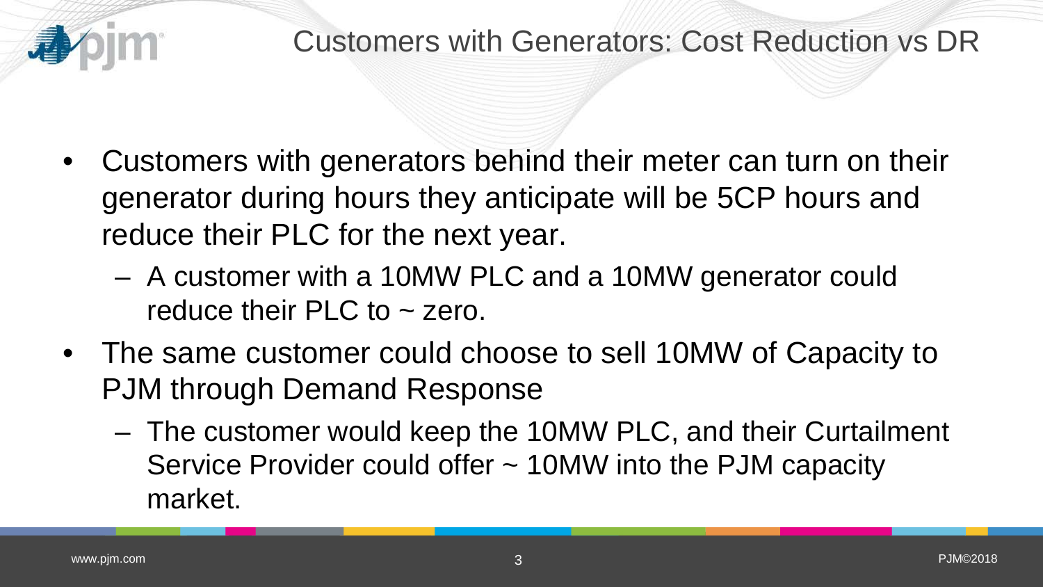# Customers with Generators: Cost Reduction vs DR

- Customers with generators behind their meter can turn on their generator during hours they anticipate will be 5CP hours and reduce their PLC for the next year.
  - A customer with a 10MW PLC and a 10MW generator could reduce their PLC to ~ zero.
- The same customer could choose to sell 10MW of Capacity to PJM through Demand Response
  - The customer would keep the 10MW PLC, and their Curtailment Service Provider could offer ~ 10MW into the PJM capacity market.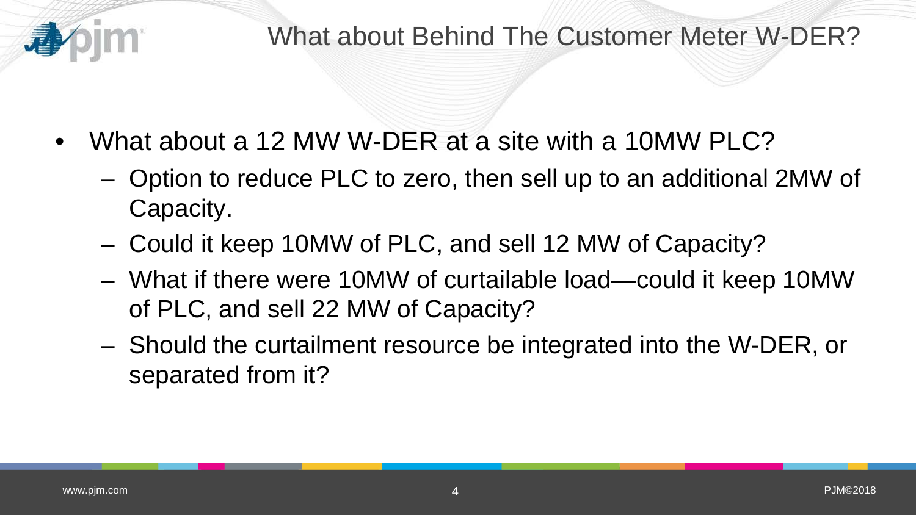# What about Behind The Customer Meter W-DER?

- What about a 12 MW W-DER at a site with a 10MW PLC?
  - Option to reduce PLC to zero, then sell up to an additional 2MW of Capacity.
  - Could it keep 10MW of PLC, and sell 12 MW of Capacity?
  - What if there were 10MW of curtailable load—could it keep 10MW of PLC, and sell 22 MW of Capacity?
  - Should the curtailment resource be integrated into the W-DER, or separated from it?